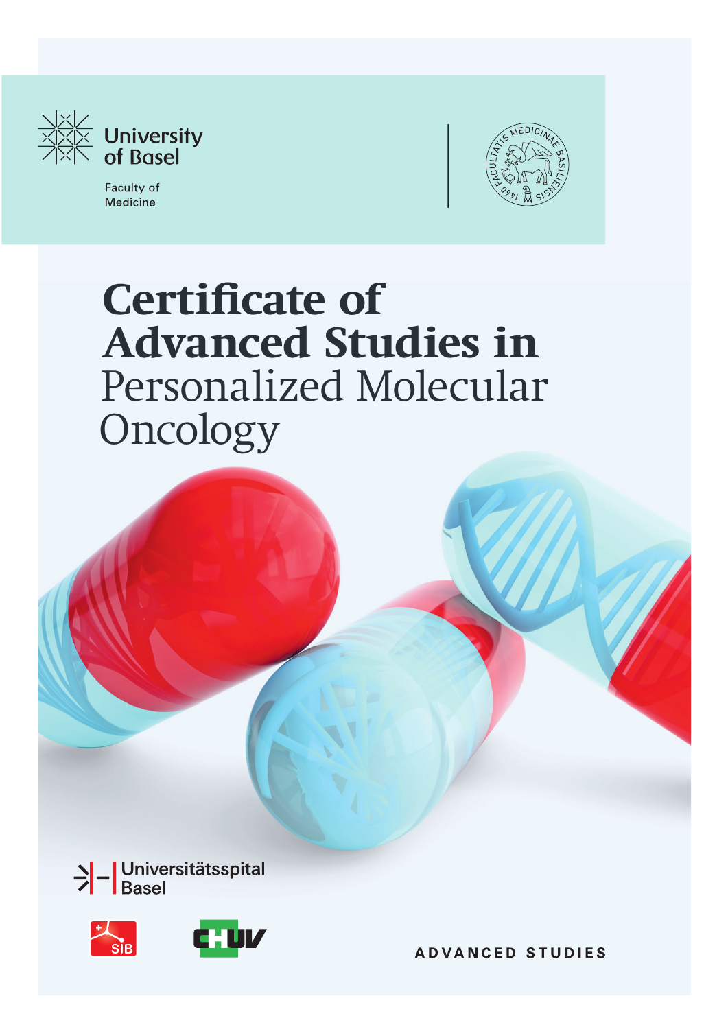University of Basel

Faculty of Medicine

# Certificate of Advanced Studies in Personalized Molecular Oncology

Universitätsspital Basel

SIB

CHUV

ADVANCED STUDIES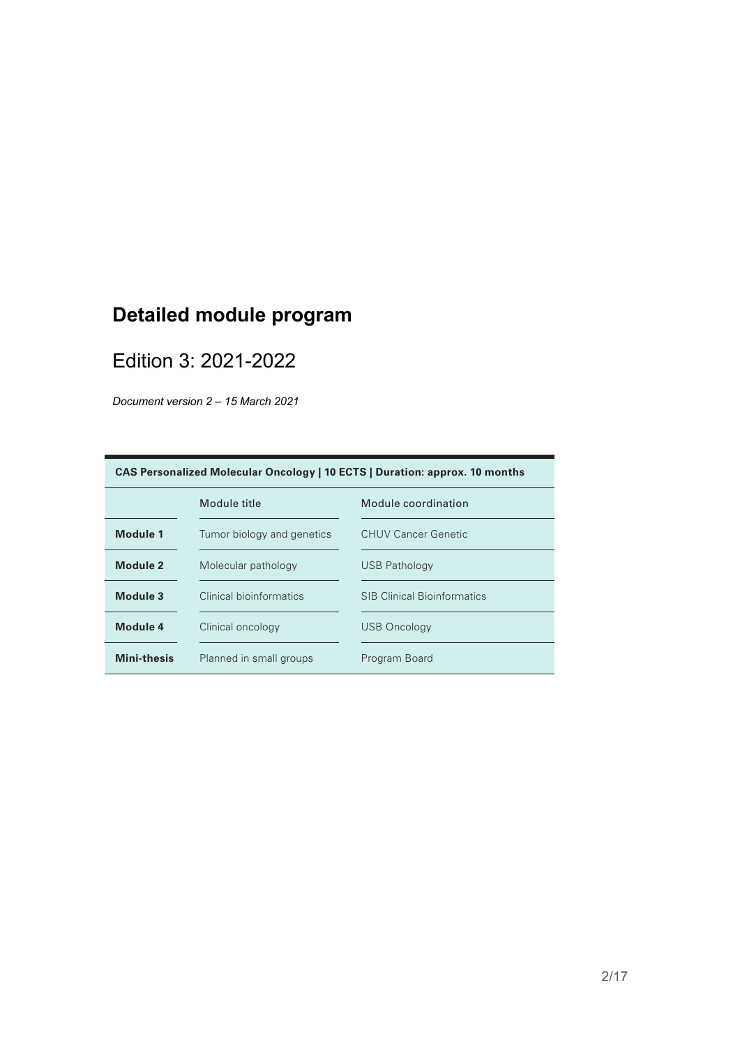# Detailed module program

## Edition 3: 2021-2022

*Document version 2 – 15 March 2021*

| CAS Personalized Molecular Oncology \| 10 ECTS \| Duration: approx. 10 months | | |
|---|---|---|
| | Module title | Module coordination |
| **Module 1** | Tumor biology and genetics | CHUV Cancer Genetic |
| **Module 2** | Molecular pathology | USB Pathology |
| **Module 3** | Clinical bioinformatics | SIB Clinical Bioinformatics |
| **Module 4** | Clinical oncology | USB Oncology |
| **Mini-thesis** | Planned in small groups | Program Board |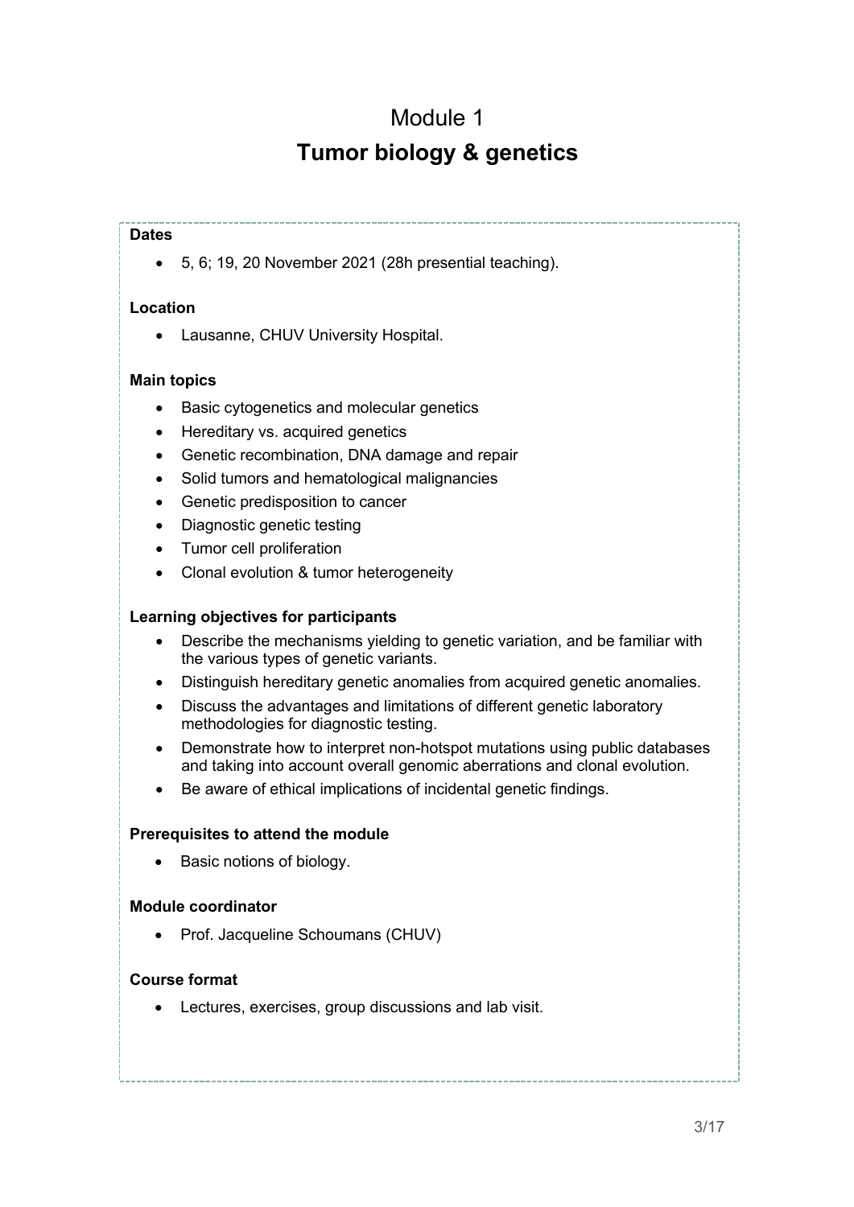# Module 1

## Tumor biology & genetics

**Dates**

- 5, 6; 19, 20 November 2021 (28h presential teaching).

**Location**

- Lausanne, CHUV University Hospital.

**Main topics**

- Basic cytogenetics and molecular genetics
- Hereditary vs. acquired genetics
- Genetic recombination, DNA damage and repair
- Solid tumors and hematological malignancies
- Genetic predisposition to cancer
- Diagnostic genetic testing
- Tumor cell proliferation
- Clonal evolution & tumor heterogeneity

**Learning objectives for participants**

- Describe the mechanisms yielding to genetic variation, and be familiar with the various types of genetic variants.
- Distinguish hereditary genetic anomalies from acquired genetic anomalies.
- Discuss the advantages and limitations of different genetic laboratory methodologies for diagnostic testing.
- Demonstrate how to interpret non-hotspot mutations using public databases and taking into account overall genomic aberrations and clonal evolution.
- Be aware of ethical implications of incidental genetic findings.

**Prerequisites to attend the module**

- Basic notions of biology.

**Module coordinator**

- Prof. Jacqueline Schoumans (CHUV)

**Course format**

- Lectures, exercises, group discussions and lab visit.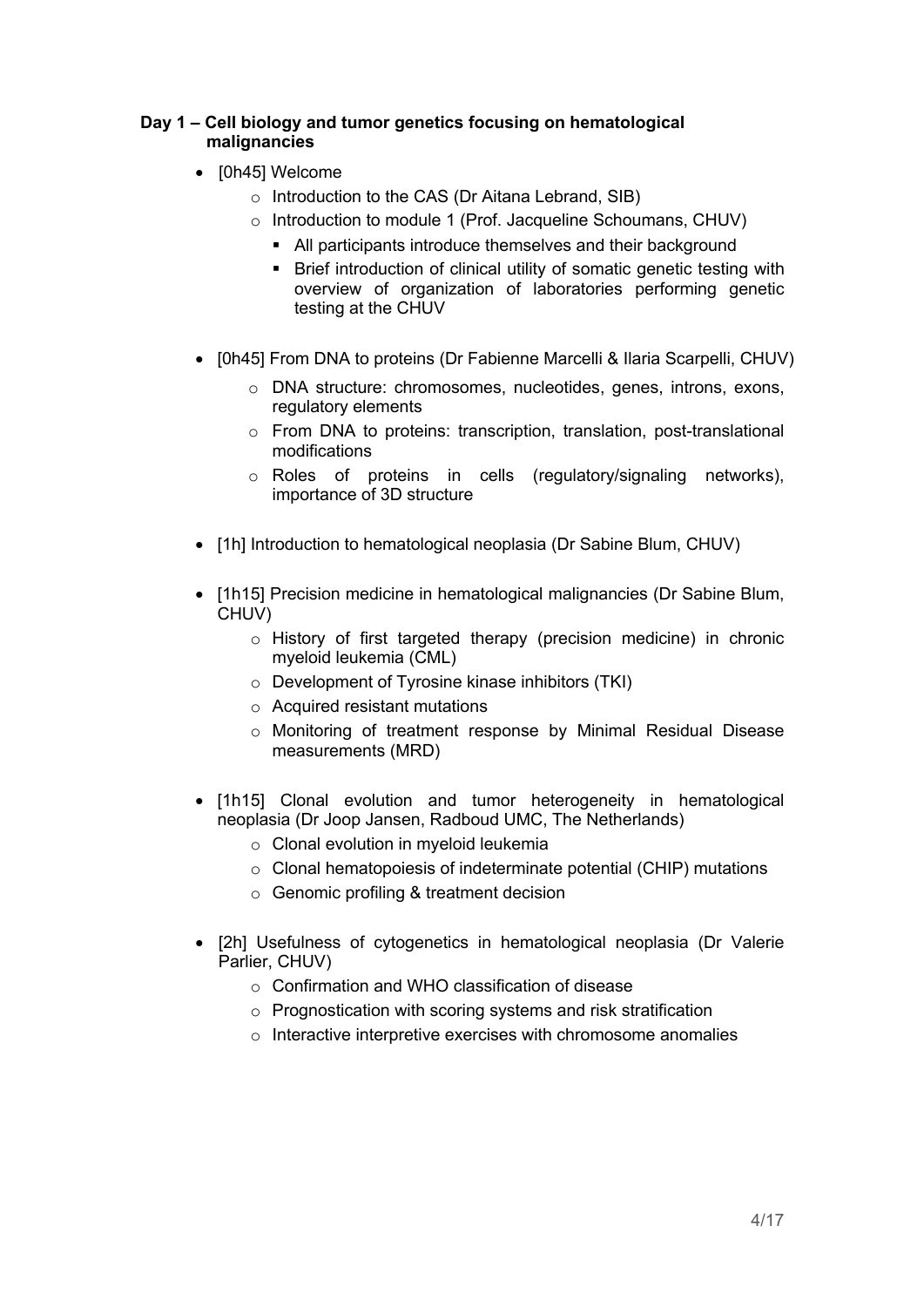**Day 1 – Cell biology and tumor genetics focusing on hematological malignancies**

- [0h45] Welcome
  - Introduction to the CAS (Dr Aitana Lebrand, SIB)
  - Introduction to module 1 (Prof. Jacqueline Schoumans, CHUV)
    - All participants introduce themselves and their background
    - Brief introduction of clinical utility of somatic genetic testing with overview of organization of laboratories performing genetic testing at the CHUV

- [0h45] From DNA to proteins (Dr Fabienne Marcelli & Ilaria Scarpelli, CHUV)
  - DNA structure: chromosomes, nucleotides, genes, introns, exons, regulatory elements
  - From DNA to proteins: transcription, translation, post-translational modifications
  - Roles of proteins in cells (regulatory/signaling networks), importance of 3D structure

- [1h] Introduction to hematological neoplasia (Dr Sabine Blum, CHUV)

- [1h15] Precision medicine in hematological malignancies (Dr Sabine Blum, CHUV)
  - History of first targeted therapy (precision medicine) in chronic myeloid leukemia (CML)
  - Development of Tyrosine kinase inhibitors (TKI)
  - Acquired resistant mutations
  - Monitoring of treatment response by Minimal Residual Disease measurements (MRD)

- [1h15] Clonal evolution and tumor heterogeneity in hematological neoplasia (Dr Joop Jansen, Radboud UMC, The Netherlands)
  - Clonal evolution in myeloid leukemia
  - Clonal hematopoiesis of indeterminate potential (CHIP) mutations
  - Genomic profiling & treatment decision

- [2h] Usefulness of cytogenetics in hematological neoplasia (Dr Valerie Parlier, CHUV)
  - Confirmation and WHO classification of disease
  - Prognostication with scoring systems and risk stratification
  - Interactive interpretive exercises with chromosome anomalies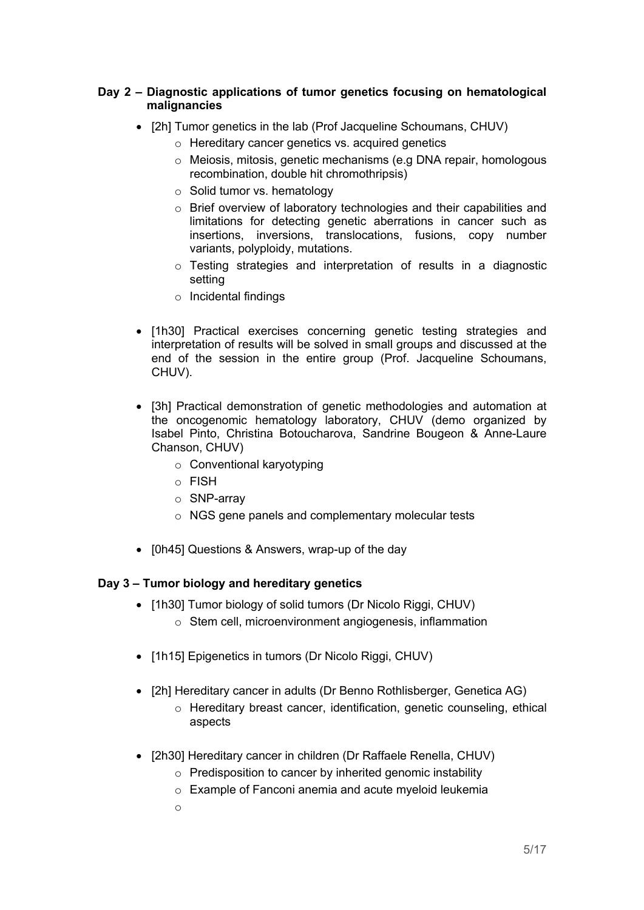### Day 2 – Diagnostic applications of tumor genetics focusing on hematological malignancies

- [2h] Tumor genetics in the lab (Prof Jacqueline Schoumans, CHUV)
  - Hereditary cancer genetics vs. acquired genetics
  - Meiosis, mitosis, genetic mechanisms (e.g DNA repair, homologous recombination, double hit chromothripsis)
  - Solid tumor vs. hematology
  - Brief overview of laboratory technologies and their capabilities and limitations for detecting genetic aberrations in cancer such as insertions, inversions, translocations, fusions, copy number variants, polyploidy, mutations.
  - Testing strategies and interpretation of results in a diagnostic setting
  - Incidental findings

- [1h30] Practical exercises concerning genetic testing strategies and interpretation of results will be solved in small groups and discussed at the end of the session in the entire group (Prof. Jacqueline Schoumans, CHUV).

- [3h] Practical demonstration of genetic methodologies and automation at the oncogenomic hematology laboratory, CHUV (demo organized by Isabel Pinto, Christina Botoucharova, Sandrine Bougeon & Anne-Laure Chanson, CHUV)
  - Conventional karyotyping
  - FISH
  - SNP-array
  - NGS gene panels and complementary molecular tests

- [0h45] Questions & Answers, wrap-up of the day

### Day 3 – Tumor biology and hereditary genetics

- [1h30] Tumor biology of solid tumors (Dr Nicolo Riggi, CHUV)
  - Stem cell, microenvironment angiogenesis, inflammation

- [1h15] Epigenetics in tumors (Dr Nicolo Riggi, CHUV)

- [2h] Hereditary cancer in adults (Dr Benno Rothlisberger, Genetica AG)
  - Hereditary breast cancer, identification, genetic counseling, ethical aspects

- [2h30] Hereditary cancer in children (Dr Raffaele Renella, CHUV)
  - Predisposition to cancer by inherited genomic instability
  - Example of Fanconi anemia and acute myeloid leukemia
  -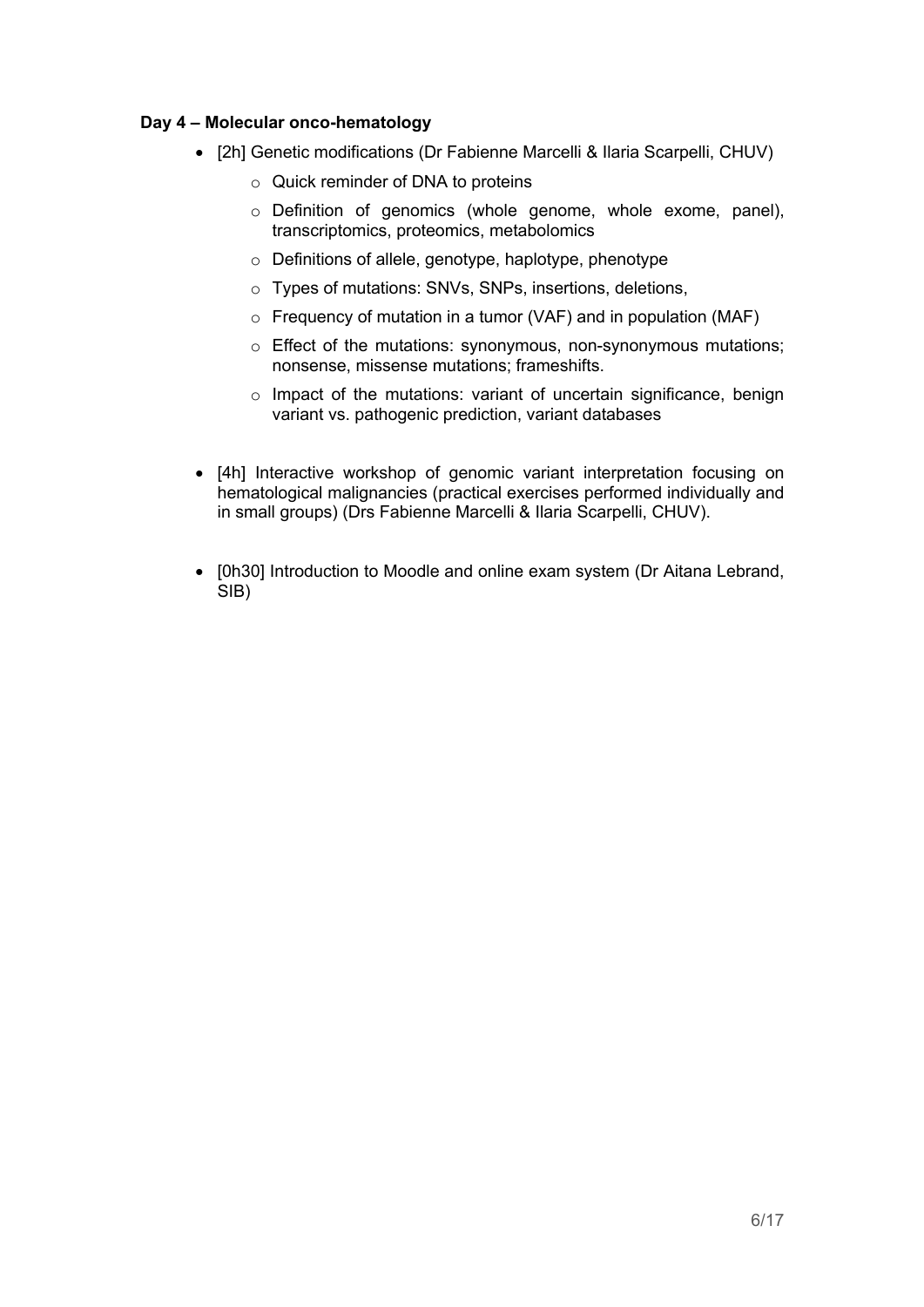**Day 4 – Molecular onco-hematology**

- [2h] Genetic modifications (Dr Fabienne Marcelli & Ilaria Scarpelli, CHUV)
    - Quick reminder of DNA to proteins
    - Definition of genomics (whole genome, whole exome, panel), transcriptomics, proteomics, metabolomics
    - Definitions of allele, genotype, haplotype, phenotype
    - Types of mutations: SNVs, SNPs, insertions, deletions,
    - Frequency of mutation in a tumor (VAF) and in population (MAF)
    - Effect of the mutations: synonymous, non-synonymous mutations; nonsense, missense mutations; frameshifts.
    - Impact of the mutations: variant of uncertain significance, benign variant vs. pathogenic prediction, variant databases

- [4h] Interactive workshop of genomic variant interpretation focusing on hematological malignancies (practical exercises performed individually and in small groups) (Drs Fabienne Marcelli & Ilaria Scarpelli, CHUV).

- [0h30] Introduction to Moodle and online exam system (Dr Aitana Lebrand, SIB)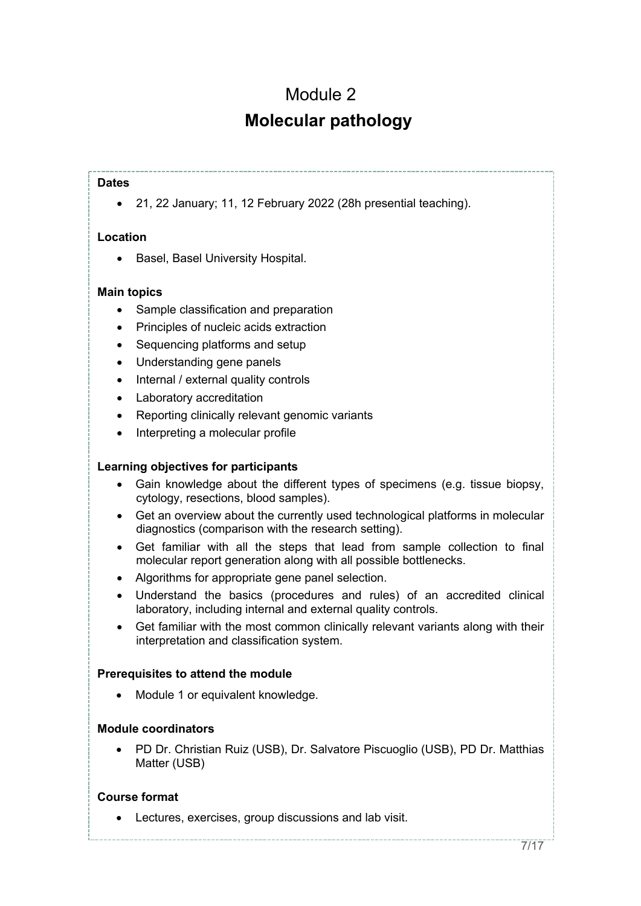# Module 2

# Molecular pathology

**Dates**

- 21, 22 January; 11, 12 February 2022 (28h presential teaching).

**Location**

- Basel, Basel University Hospital.

**Main topics**

- Sample classification and preparation
- Principles of nucleic acids extraction
- Sequencing platforms and setup
- Understanding gene panels
- Internal / external quality controls
- Laboratory accreditation
- Reporting clinically relevant genomic variants
- Interpreting a molecular profile

**Learning objectives for participants**

- Gain knowledge about the different types of specimens (e.g. tissue biopsy, cytology, resections, blood samples).
- Get an overview about the currently used technological platforms in molecular diagnostics (comparison with the research setting).
- Get familiar with all the steps that lead from sample collection to final molecular report generation along with all possible bottlenecks.
- Algorithms for appropriate gene panel selection.
- Understand the basics (procedures and rules) of an accredited clinical laboratory, including internal and external quality controls.
- Get familiar with the most common clinically relevant variants along with their interpretation and classification system.

**Prerequisites to attend the module**

- Module 1 or equivalent knowledge.

**Module coordinators**

- PD Dr. Christian Ruiz (USB), Dr. Salvatore Piscuoglio (USB), PD Dr. Matthias Matter (USB)

**Course format**

- Lectures, exercises, group discussions and lab visit.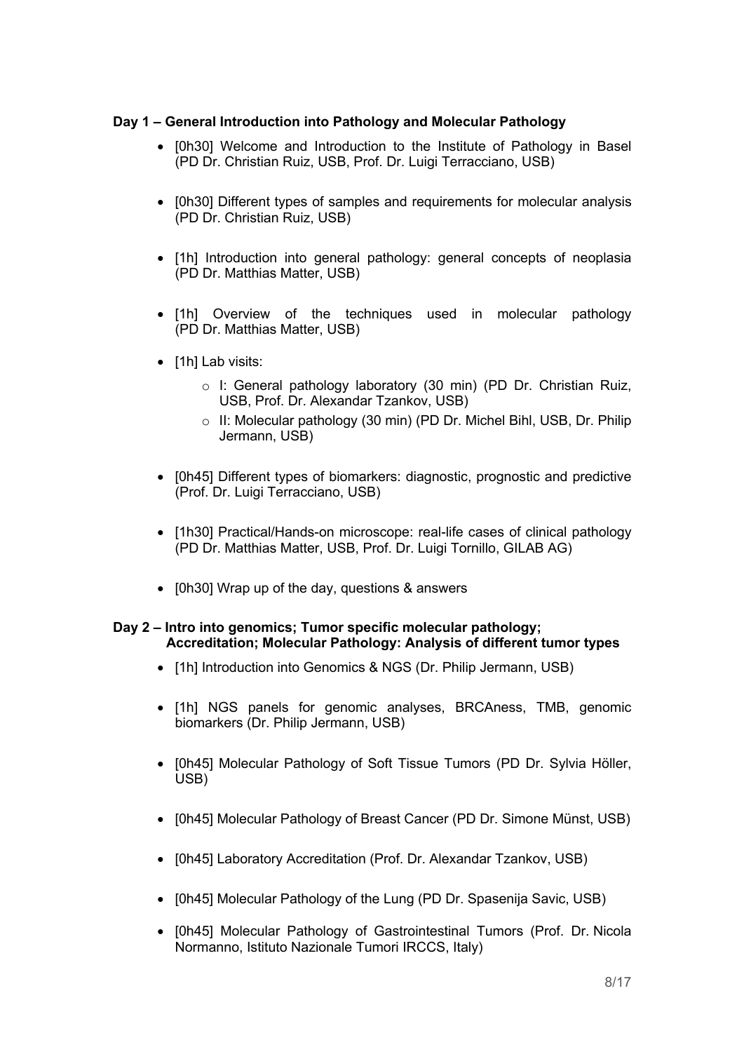**Day 1 – General Introduction into Pathology and Molecular Pathology**

- [0h30] Welcome and Introduction to the Institute of Pathology in Basel (PD Dr. Christian Ruiz, USB, Prof. Dr. Luigi Terracciano, USB)
- [0h30] Different types of samples and requirements for molecular analysis (PD Dr. Christian Ruiz, USB)
- [1h] Introduction into general pathology: general concepts of neoplasia (PD Dr. Matthias Matter, USB)
- [1h] Overview of the techniques used in molecular pathology (PD Dr. Matthias Matter, USB)
- [1h] Lab visits:
    - I: General pathology laboratory (30 min) (PD Dr. Christian Ruiz, USB, Prof. Dr. Alexandar Tzankov, USB)
    - II: Molecular pathology (30 min) (PD Dr. Michel Bihl, USB, Dr. Philip Jermann, USB)
- [0h45] Different types of biomarkers: diagnostic, prognostic and predictive (Prof. Dr. Luigi Terracciano, USB)
- [1h30] Practical/Hands-on microscope: real-life cases of clinical pathology (PD Dr. Matthias Matter, USB, Prof. Dr. Luigi Tornillo, GILAB AG)
- [0h30] Wrap up of the day, questions & answers

**Day 2 – Intro into genomics; Tumor specific molecular pathology; Accreditation; Molecular Pathology: Analysis of different tumor types**

- [1h] Introduction into Genomics & NGS (Dr. Philip Jermann, USB)
- [1h] NGS panels for genomic analyses, BRCAness, TMB, genomic biomarkers (Dr. Philip Jermann, USB)
- [0h45] Molecular Pathology of Soft Tissue Tumors (PD Dr. Sylvia Höller, USB)
- [0h45] Molecular Pathology of Breast Cancer (PD Dr. Simone Münst, USB)
- [0h45] Laboratory Accreditation (Prof. Dr. Alexandar Tzankov, USB)
- [0h45] Molecular Pathology of the Lung (PD Dr. Spasenija Savic, USB)
- [0h45] Molecular Pathology of Gastrointestinal Tumors (Prof. Dr. Nicola Normanno, Istituto Nazionale Tumori IRCCS, Italy)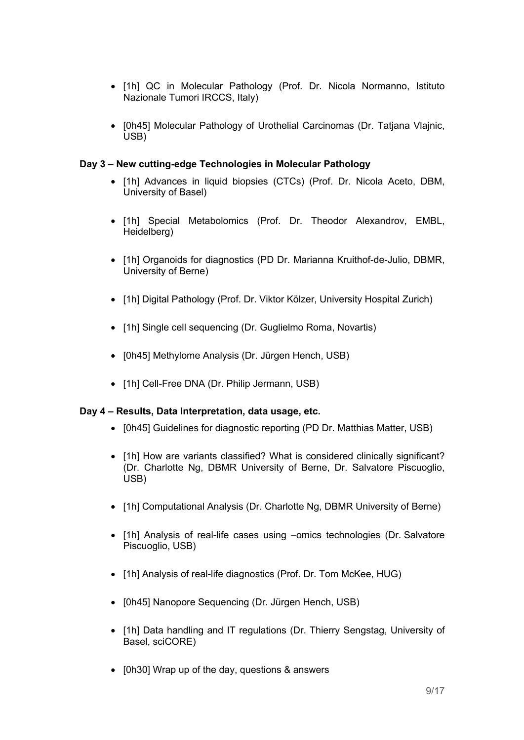- [1h] QC in Molecular Pathology (Prof. Dr. Nicola Normanno, Istituto Nazionale Tumori IRCCS, Italy)

- [0h45] Molecular Pathology of Urothelial Carcinomas (Dr. Tatjana Vlajnic, USB)

**Day 3 – New cutting-edge Technologies in Molecular Pathology**

- [1h] Advances in liquid biopsies (CTCs) (Prof. Dr. Nicola Aceto, DBM, University of Basel)

- [1h] Special Metabolomics (Prof. Dr. Theodor Alexandrov, EMBL, Heidelberg)

- [1h] Organoids for diagnostics (PD Dr. Marianna Kruithof-de-Julio, DBMR, University of Berne)

- [1h] Digital Pathology (Prof. Dr. Viktor Kölzer, University Hospital Zurich)

- [1h] Single cell sequencing (Dr. Guglielmo Roma, Novartis)

- [0h45] Methylome Analysis (Dr. Jürgen Hench, USB)

- [1h] Cell-Free DNA (Dr. Philip Jermann, USB)

**Day 4 – Results, Data Interpretation, data usage, etc.**

- [0h45] Guidelines for diagnostic reporting (PD Dr. Matthias Matter, USB)

- [1h] How are variants classified? What is considered clinically significant? (Dr. Charlotte Ng, DBMR University of Berne, Dr. Salvatore Piscuoglio, USB)

- [1h] Computational Analysis (Dr. Charlotte Ng, DBMR University of Berne)

- [1h] Analysis of real-life cases using –omics technologies (Dr. Salvatore Piscuoglio, USB)

- [1h] Analysis of real-life diagnostics (Prof. Dr. Tom McKee, HUG)

- [0h45] Nanopore Sequencing (Dr. Jürgen Hench, USB)

- [1h] Data handling and IT regulations (Dr. Thierry Sengstag, University of Basel, sciCORE)

- [0h30] Wrap up of the day, questions & answers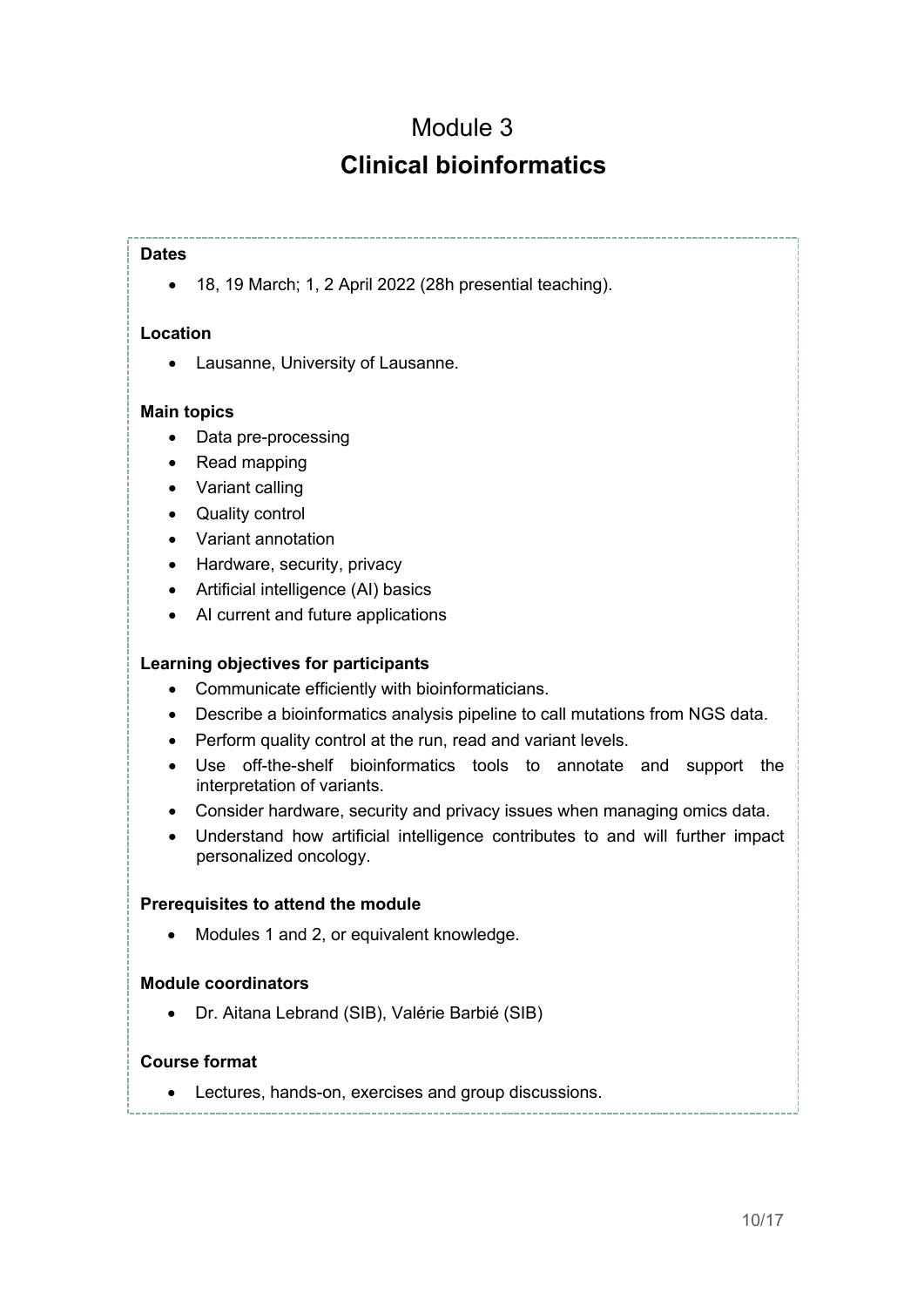# Module 3

# Clinical bioinformatics

**Dates**

- 18, 19 March; 1, 2 April 2022 (28h presential teaching).

**Location**

- Lausanne, University of Lausanne.

**Main topics**

- Data pre-processing
- Read mapping
- Variant calling
- Quality control
- Variant annotation
- Hardware, security, privacy
- Artificial intelligence (AI) basics
- AI current and future applications

**Learning objectives for participants**

- Communicate efficiently with bioinformaticians.
- Describe a bioinformatics analysis pipeline to call mutations from NGS data.
- Perform quality control at the run, read and variant levels.
- Use off-the-shelf bioinformatics tools to annotate and support the interpretation of variants.
- Consider hardware, security and privacy issues when managing omics data.
- Understand how artificial intelligence contributes to and will further impact personalized oncology.

**Prerequisites to attend the module**

- Modules 1 and 2, or equivalent knowledge.

**Module coordinators**

- Dr. Aitana Lebrand (SIB), Valérie Barbié (SIB)

**Course format**

- Lectures, hands-on, exercises and group discussions.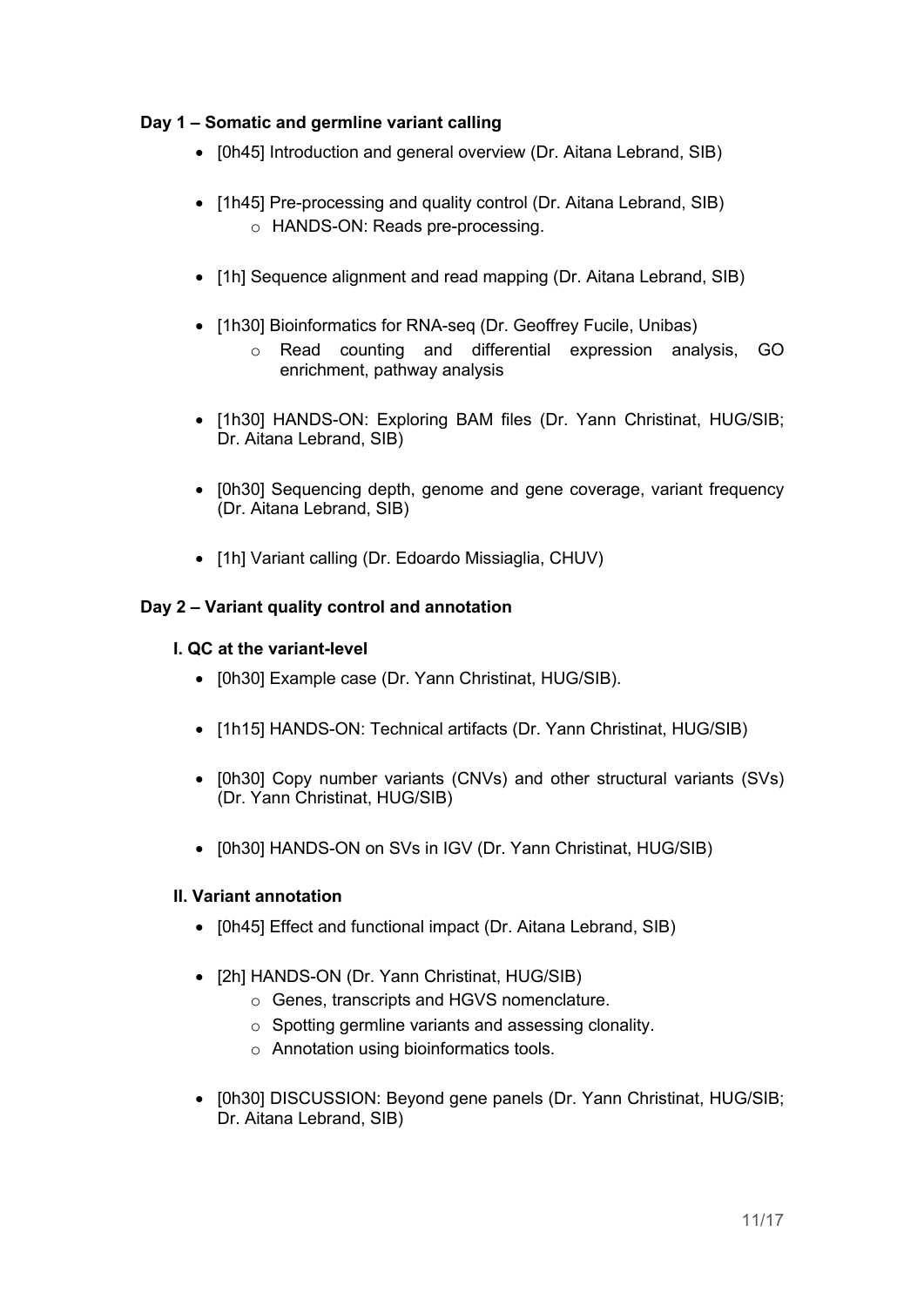**Day 1 – Somatic and germline variant calling**

- [0h45] Introduction and general overview (Dr. Aitana Lebrand, SIB)
- [1h45] Pre-processing and quality control (Dr. Aitana Lebrand, SIB)
    - HANDS-ON: Reads pre-processing.
- [1h] Sequence alignment and read mapping (Dr. Aitana Lebrand, SIB)
- [1h30] Bioinformatics for RNA-seq (Dr. Geoffrey Fucile, Unibas)
    - Read counting and differential expression analysis, GO enrichment, pathway analysis
- [1h30] HANDS-ON: Exploring BAM files (Dr. Yann Christinat, HUG/SIB; Dr. Aitana Lebrand, SIB)
- [0h30] Sequencing depth, genome and gene coverage, variant frequency (Dr. Aitana Lebrand, SIB)
- [1h] Variant calling (Dr. Edoardo Missiaglia, CHUV)

**Day 2 – Variant quality control and annotation**

**I. QC at the variant-level**

- [0h30] Example case (Dr. Yann Christinat, HUG/SIB).
- [1h15] HANDS-ON: Technical artifacts (Dr. Yann Christinat, HUG/SIB)
- [0h30] Copy number variants (CNVs) and other structural variants (SVs) (Dr. Yann Christinat, HUG/SIB)
- [0h30] HANDS-ON on SVs in IGV (Dr. Yann Christinat, HUG/SIB)

**II. Variant annotation**

- [0h45] Effect and functional impact (Dr. Aitana Lebrand, SIB)
- [2h] HANDS-ON (Dr. Yann Christinat, HUG/SIB)
    - Genes, transcripts and HGVS nomenclature.
    - Spotting germline variants and assessing clonality.
    - Annotation using bioinformatics tools.
- [0h30] DISCUSSION: Beyond gene panels (Dr. Yann Christinat, HUG/SIB; Dr. Aitana Lebrand, SIB)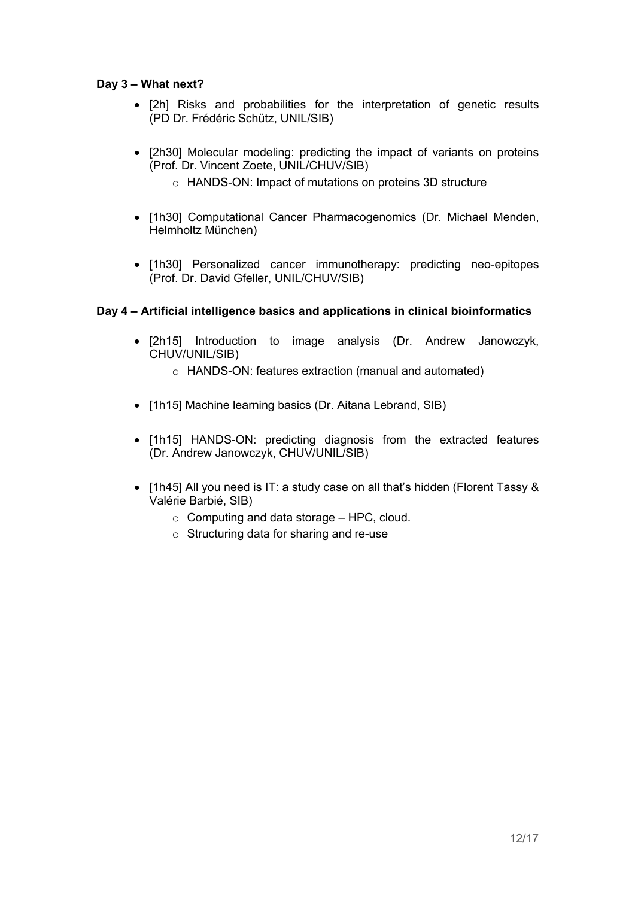**Day 3 – What next?**

- [2h] Risks and probabilities for the interpretation of genetic results (PD Dr. Frédéric Schütz, UNIL/SIB)

- [2h30] Molecular modeling: predicting the impact of variants on proteins (Prof. Dr. Vincent Zoete, UNIL/CHUV/SIB)
    - HANDS-ON: Impact of mutations on proteins 3D structure

- [1h30] Computational Cancer Pharmacogenomics (Dr. Michael Menden, Helmholtz München)

- [1h30] Personalized cancer immunotherapy: predicting neo-epitopes (Prof. Dr. David Gfeller, UNIL/CHUV/SIB)

**Day 4 – Artificial intelligence basics and applications in clinical bioinformatics**

- [2h15] Introduction to image analysis (Dr. Andrew Janowczyk, CHUV/UNIL/SIB)
    - HANDS-ON: features extraction (manual and automated)

- [1h15] Machine learning basics (Dr. Aitana Lebrand, SIB)

- [1h15] HANDS-ON: predicting diagnosis from the extracted features (Dr. Andrew Janowczyk, CHUV/UNIL/SIB)

- [1h45] All you need is IT: a study case on all that's hidden (Florent Tassy & Valérie Barbié, SIB)
    - Computing and data storage – HPC, cloud.
    - Structuring data for sharing and re-use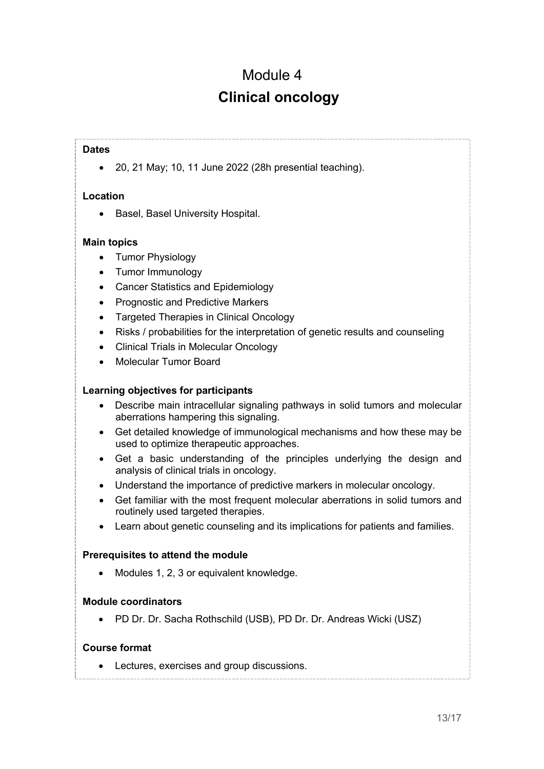# Module 4
# **Clinical oncology**

**Dates**

- 20, 21 May; 10, 11 June 2022 (28h presential teaching).

**Location**

- Basel, Basel University Hospital.

**Main topics**

- Tumor Physiology
- Tumor Immunology
- Cancer Statistics and Epidemiology
- Prognostic and Predictive Markers
- Targeted Therapies in Clinical Oncology
- Risks / probabilities for the interpretation of genetic results and counseling
- Clinical Trials in Molecular Oncology
- Molecular Tumor Board

**Learning objectives for participants**

- Describe main intracellular signaling pathways in solid tumors and molecular aberrations hampering this signaling.
- Get detailed knowledge of immunological mechanisms and how these may be used to optimize therapeutic approaches.
- Get a basic understanding of the principles underlying the design and analysis of clinical trials in oncology.
- Understand the importance of predictive markers in molecular oncology.
- Get familiar with the most frequent molecular aberrations in solid tumors and routinely used targeted therapies.
- Learn about genetic counseling and its implications for patients and families.

**Prerequisites to attend the module**

- Modules 1, 2, 3 or equivalent knowledge.

**Module coordinators**

- PD Dr. Dr. Sacha Rothschild (USB), PD Dr. Dr. Andreas Wicki (USZ)

**Course format**

- Lectures, exercises and group discussions.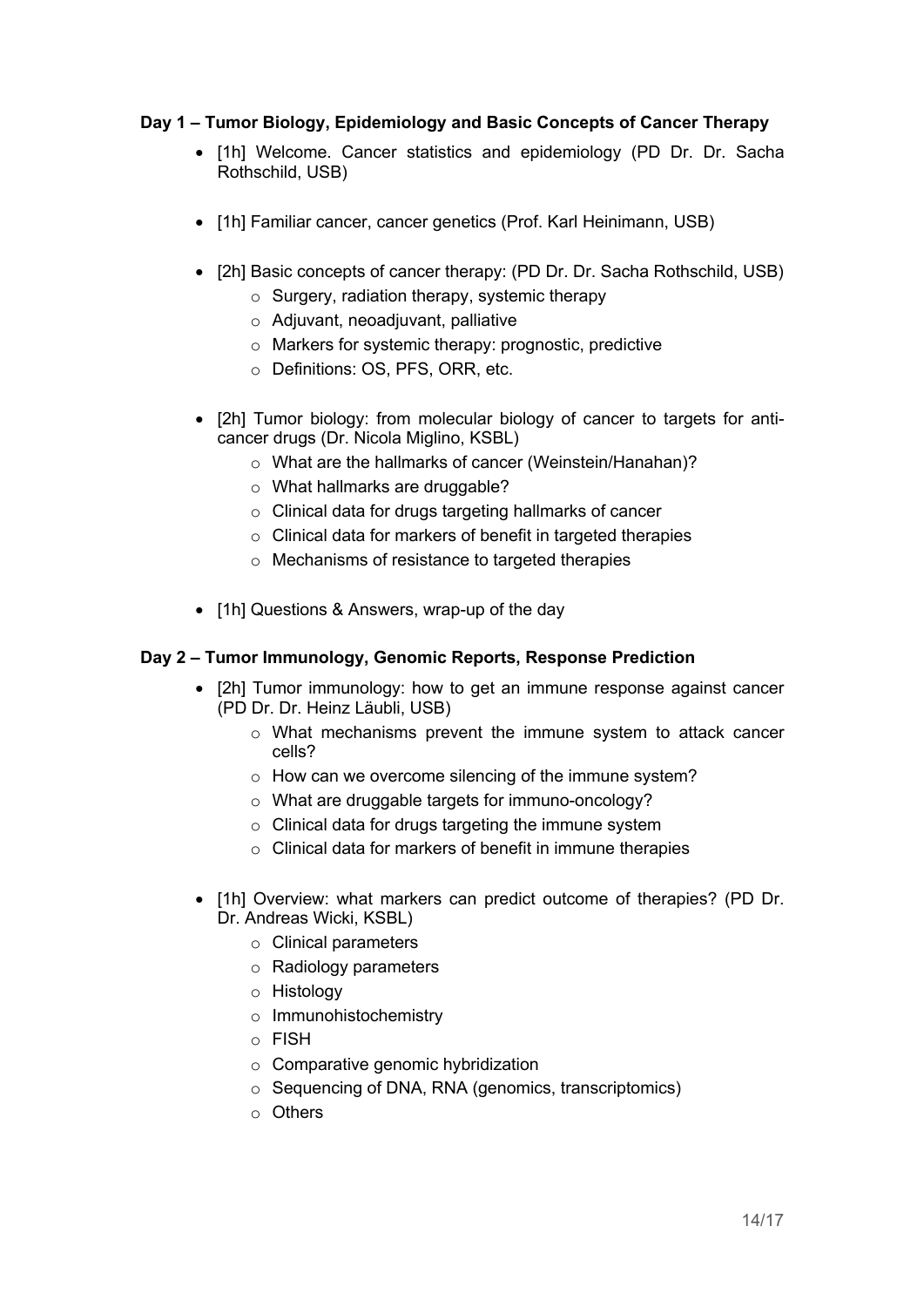**Day 1 – Tumor Biology, Epidemiology and Basic Concepts of Cancer Therapy**

- [1h] Welcome. Cancer statistics and epidemiology (PD Dr. Dr. Sacha Rothschild, USB)
- [1h] Familiar cancer, cancer genetics (Prof. Karl Heinimann, USB)
- [2h] Basic concepts of cancer therapy: (PD Dr. Dr. Sacha Rothschild, USB)
    - Surgery, radiation therapy, systemic therapy
    - Adjuvant, neoadjuvant, palliative
    - Markers for systemic therapy: prognostic, predictive
    - Definitions: OS, PFS, ORR, etc.
- [2h] Tumor biology: from molecular biology of cancer to targets for anti-cancer drugs (Dr. Nicola Miglino, KSBL)
    - What are the hallmarks of cancer (Weinstein/Hanahan)?
    - What hallmarks are druggable?
    - Clinical data for drugs targeting hallmarks of cancer
    - Clinical data for markers of benefit in targeted therapies
    - Mechanisms of resistance to targeted therapies
- [1h] Questions & Answers, wrap-up of the day

**Day 2 – Tumor Immunology, Genomic Reports, Response Prediction**

- [2h] Tumor immunology: how to get an immune response against cancer (PD Dr. Dr. Heinz Läubli, USB)
    - What mechanisms prevent the immune system to attack cancer cells?
    - How can we overcome silencing of the immune system?
    - What are druggable targets for immuno-oncology?
    - Clinical data for drugs targeting the immune system
    - Clinical data for markers of benefit in immune therapies
- [1h] Overview: what markers can predict outcome of therapies? (PD Dr. Dr. Andreas Wicki, KSBL)
    - Clinical parameters
    - Radiology parameters
    - Histology
    - Immunohistochemistry
    - FISH
    - Comparative genomic hybridization
    - Sequencing of DNA, RNA (genomics, transcriptomics)
    - Others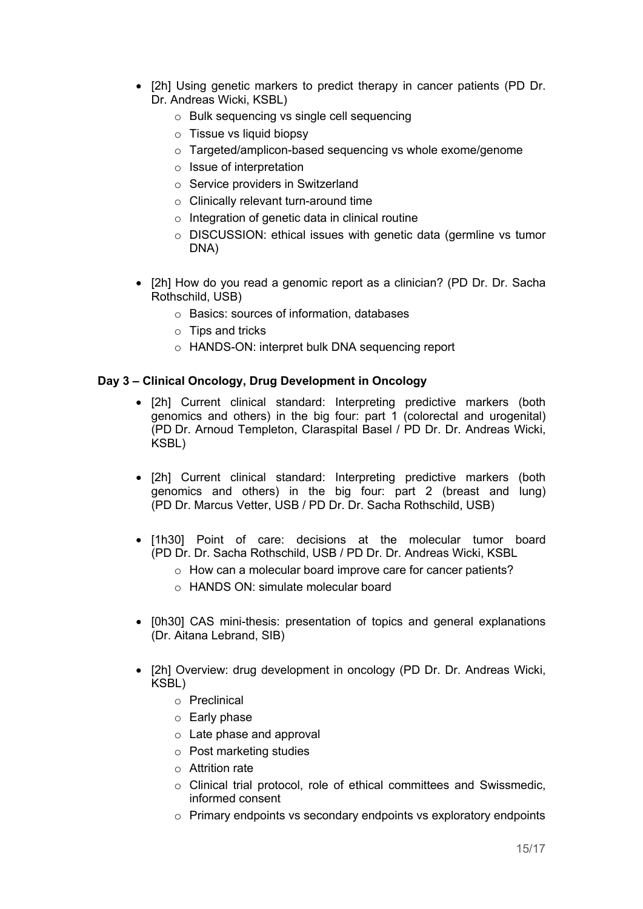- [2h] Using genetic markers to predict therapy in cancer patients (PD Dr. Dr. Andreas Wicki, KSBL)
    - Bulk sequencing vs single cell sequencing
    - Tissue vs liquid biopsy
    - Targeted/amplicon-based sequencing vs whole exome/genome
    - Issue of interpretation
    - Service providers in Switzerland
    - Clinically relevant turn-around time
    - Integration of genetic data in clinical routine
    - DISCUSSION: ethical issues with genetic data (germline vs tumor DNA)

- [2h] How do you read a genomic report as a clinician? (PD Dr. Dr. Sacha Rothschild, USB)
    - Basics: sources of information, databases
    - Tips and tricks
    - HANDS-ON: interpret bulk DNA sequencing report

**Day 3 – Clinical Oncology, Drug Development in Oncology**

- [2h] Current clinical standard: Interpreting predictive markers (both genomics and others) in the big four: part 1 (colorectal and urogenital) (PD Dr. Arnoud Templeton, Claraspital Basel / PD Dr. Dr. Andreas Wicki, KSBL)

- [2h] Current clinical standard: Interpreting predictive markers (both genomics and others) in the big four: part 2 (breast and lung) (PD Dr. Marcus Vetter, USB / PD Dr. Dr. Sacha Rothschild, USB)

- [1h30] Point of care: decisions at the molecular tumor board (PD Dr. Dr. Sacha Rothschild, USB / PD Dr. Dr. Andreas Wicki, KSBL
    - How can a molecular board improve care for cancer patients?
    - HANDS ON: simulate molecular board

- [0h30] CAS mini-thesis: presentation of topics and general explanations (Dr. Aitana Lebrand, SIB)

- [2h] Overview: drug development in oncology (PD Dr. Dr. Andreas Wicki, KSBL)
    - Preclinical
    - Early phase
    - Late phase and approval
    - Post marketing studies
    - Attrition rate
    - Clinical trial protocol, role of ethical committees and Swissmedic, informed consent
    - Primary endpoints vs secondary endpoints vs exploratory endpoints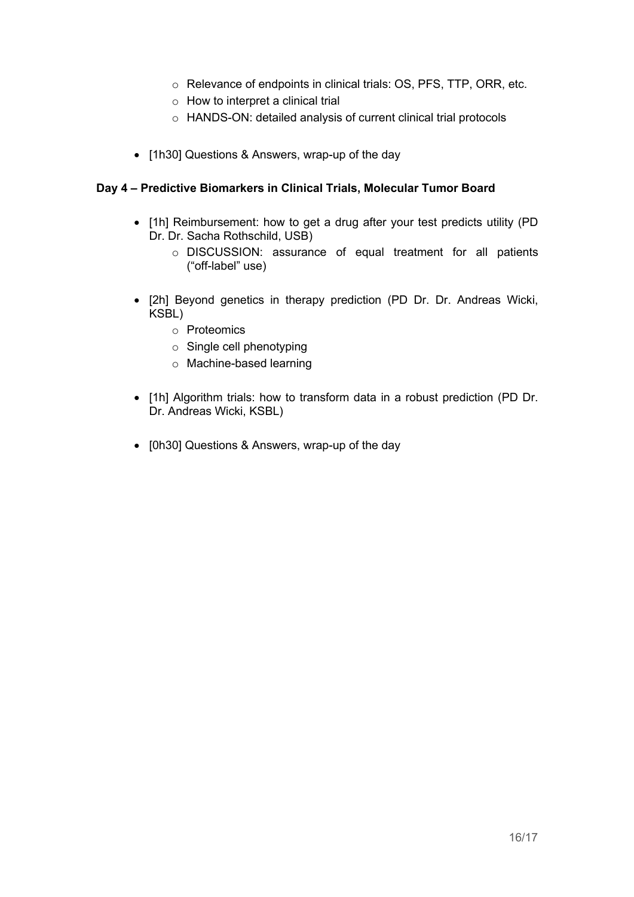- Relevance of endpoints in clinical trials: OS, PFS, TTP, ORR, etc.
  - How to interpret a clinical trial
  - HANDS-ON: detailed analysis of current clinical trial protocols

- [1h30] Questions & Answers, wrap-up of the day

**Day 4 – Predictive Biomarkers in Clinical Trials, Molecular Tumor Board**

- [1h] Reimbursement: how to get a drug after your test predicts utility (PD Dr. Dr. Sacha Rothschild, USB)
  - DISCUSSION: assurance of equal treatment for all patients ("off-label" use)

- [2h] Beyond genetics in therapy prediction (PD Dr. Dr. Andreas Wicki, KSBL)
  - Proteomics
  - Single cell phenotyping
  - Machine-based learning

- [1h] Algorithm trials: how to transform data in a robust prediction (PD Dr. Dr. Andreas Wicki, KSBL)

- [0h30] Questions & Answers, wrap-up of the day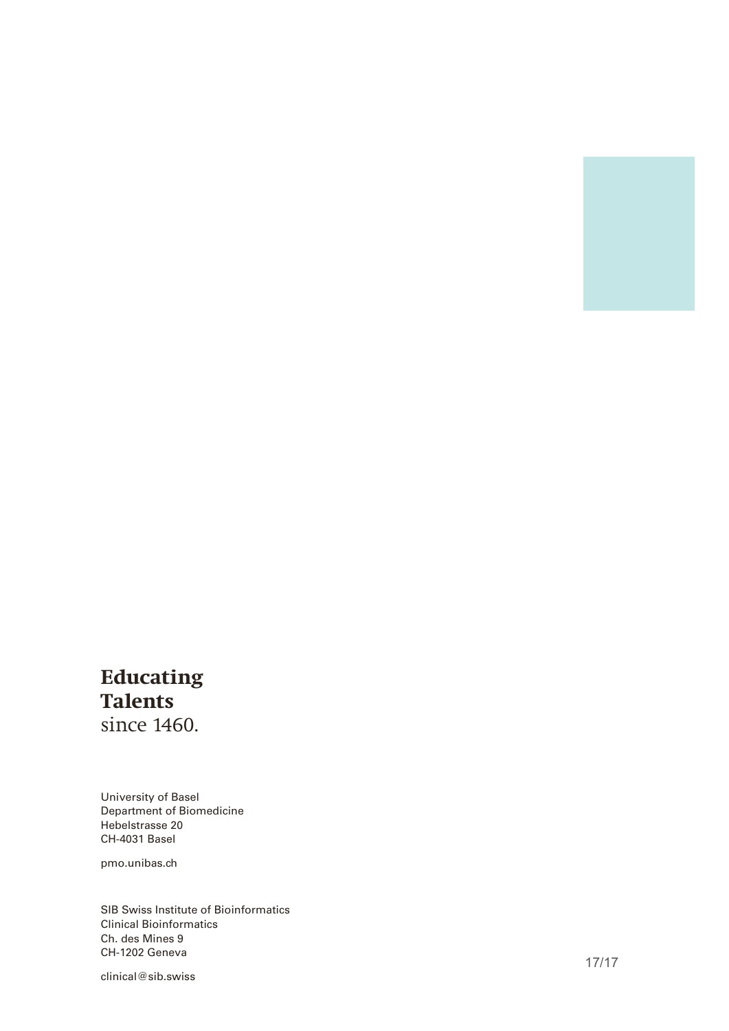**Educating**
**Talents**
since 1460.

University of Basel
Department of Biomedicine
Hebelstrasse 20
CH-4031 Basel

pmo.unibas.ch

SIB Swiss Institute of Bioinformatics
Clinical Bioinformatics
Ch. des Mines 9
CH-1202 Geneva

clinical@sib.swiss